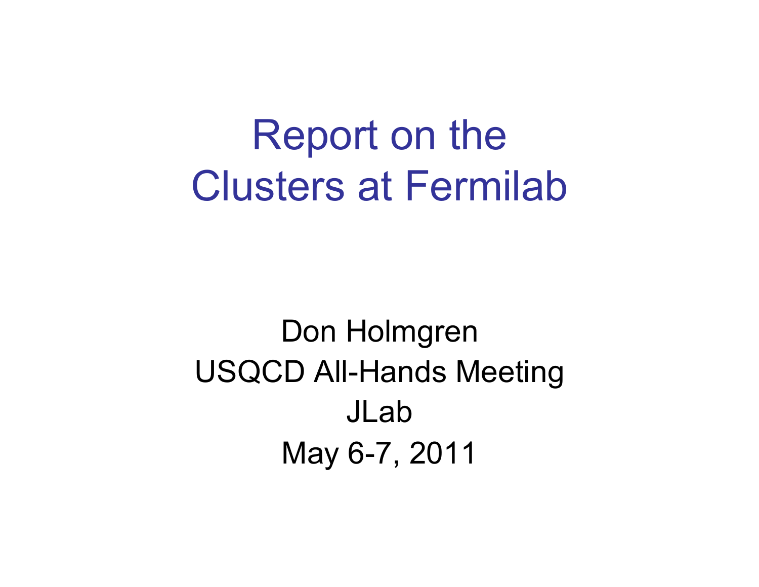# Report on the Clusters at Fermilab

Don Holmgren

USQCD All-Hands Meeting

JLab

May 6-7, 2011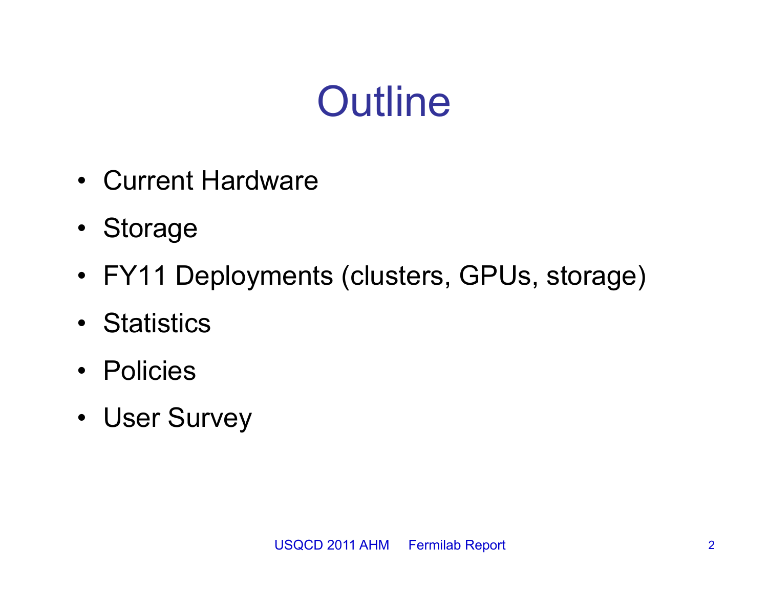# Outline

- Current Hardware
- Storage
- FY11 Deployments (clusters, GPUs, storage)
- Statistics
- Policies
- User Survey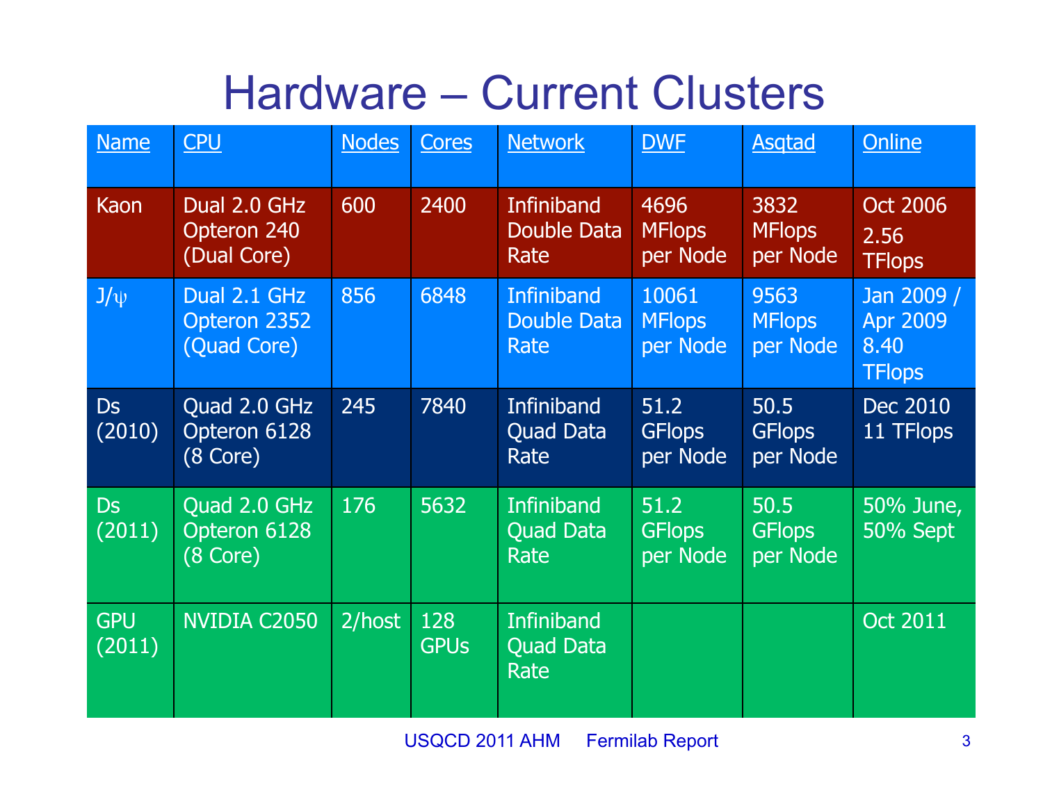# Hardware – Current Clusters

| Name | CPU | Nodes | Cores | Network | DWF | Asqtad | Online |
| --- | --- | --- | --- | --- | --- | --- | --- |
| Kaon | Dual 2.0 GHz Opteron 240 (Dual Core) | 600 | 2400 | Infiniband Double Data Rate | 4696 MFlops per Node | 3832 MFlops per Node | Oct 2006 2.56 TFlops |
| J/ψ | Dual 2.1 GHz Opteron 2352 (Quad Core) | 856 | 6848 | Infiniband Double Data Rate | 10061 MFlops per Node | 9563 MFlops per Node | Jan 2009 / Apr 2009 8.40 TFlops |
| Ds (2010) | Quad 2.0 GHz Opteron 6128 (8 Core) | 245 | 7840 | Infiniband Quad Data Rate | 51.2 GFlops per Node | 50.5 GFlops per Node | Dec 2010 11 TFlops |
| Ds (2011) | Quad 2.0 GHz Opteron 6128 (8 Core) | 176 | 5632 | Infiniband Quad Data Rate | 51.2 GFlops per Node | 50.5 GFlops per Node | 50% June, 50% Sept |
| GPU (2011) | NVIDIA C2050 | 2/host | 128 GPUs | Infiniband Quad Data Rate | | | Oct 2011 |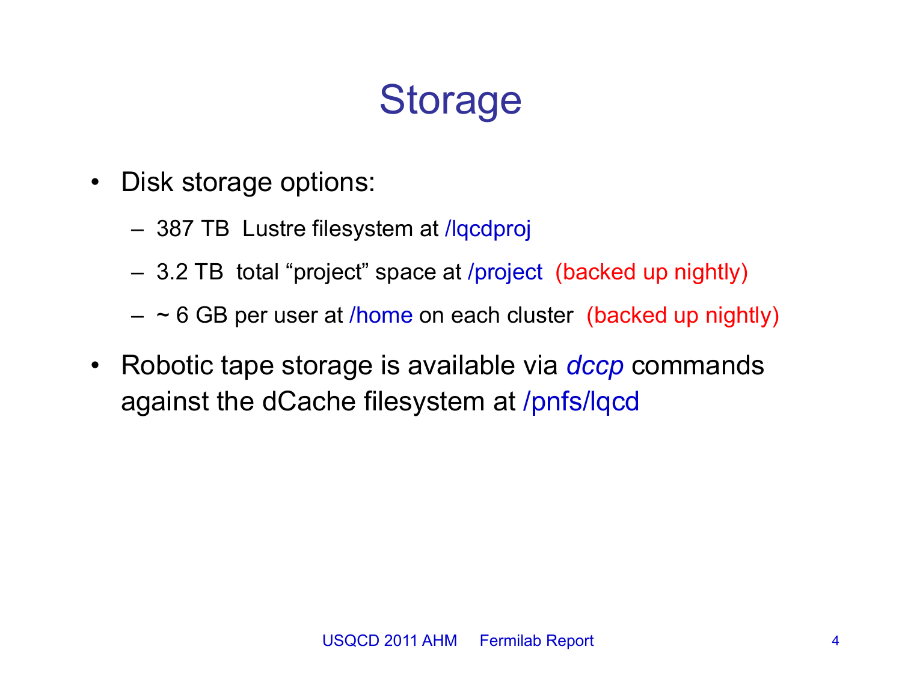# Storage

- Disk storage options:
  - 387 TB Lustre filesystem at /lqcdproj
  - 3.2 TB total "project" space at /project (backed up nightly)
  - ~ 6 GB per user at /home on each cluster (backed up nightly)
- Robotic tape storage is available via *dccp* commands against the dCache filesystem at /pnfs/lqcd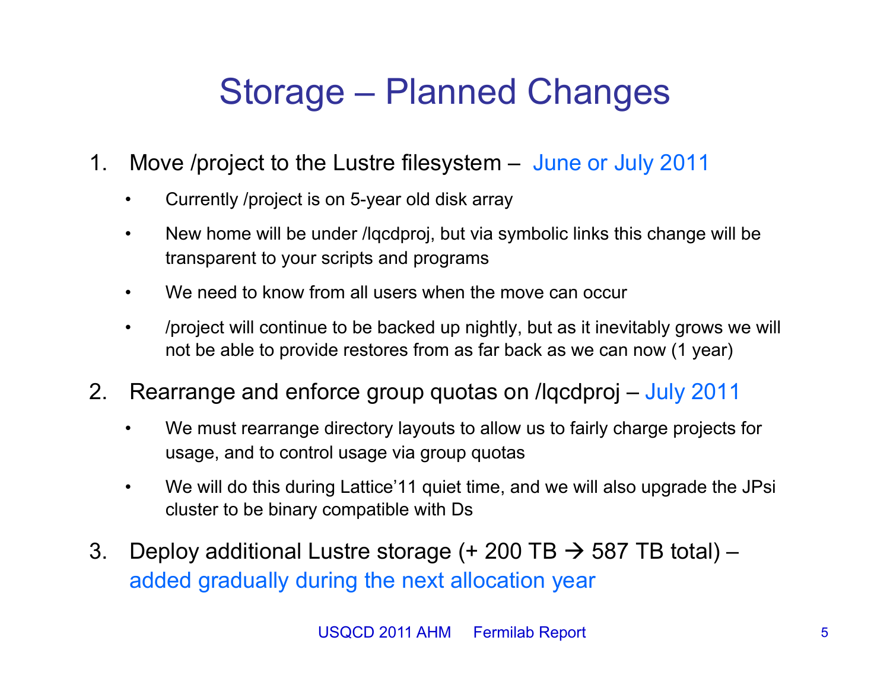# Storage – Planned Changes

1. Move /project to the Lustre filesystem – June or July 2011
   - Currently /project is on 5-year old disk array
   - New home will be under /lqcdproj, but via symbolic links this change will be transparent to your scripts and programs
   - We need to know from all users when the move can occur
   - /project will continue to be backed up nightly, but as it inevitably grows we will not be able to provide restores from as far back as we can now (1 year)
2. Rearrange and enforce group quotas on /lqcdproj – July 2011
   - We must rearrange directory layouts to allow us to fairly charge projects for usage, and to control usage via group quotas
   - We will do this during Lattice'11 quiet time, and we will also upgrade the JPsi cluster to be binary compatible with Ds
3. Deploy additional Lustre storage (+ 200 TB → 587 TB total) – added gradually during the next allocation year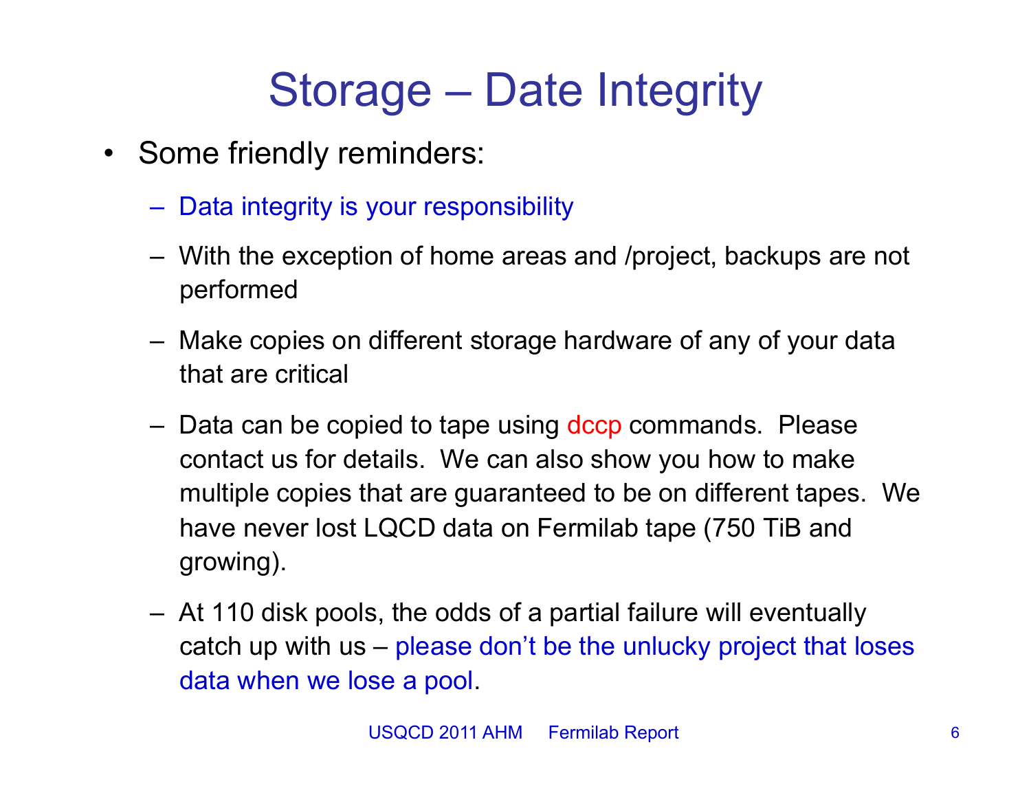# Storage – Date Integrity

- Some friendly reminders:
  - Data integrity is your responsibility
  - With the exception of home areas and /project, backups are not performed
  - Make copies on different storage hardware of any of your data that are critical
  - Data can be copied to tape using dccp commands. Please contact us for details. We can also show you how to make multiple copies that are guaranteed to be on different tapes. We have never lost LQCD data on Fermilab tape (750 TiB and growing).
  - At 110 disk pools, the odds of a partial failure will eventually catch up with us – please don't be the unlucky project that loses data when we lose a pool.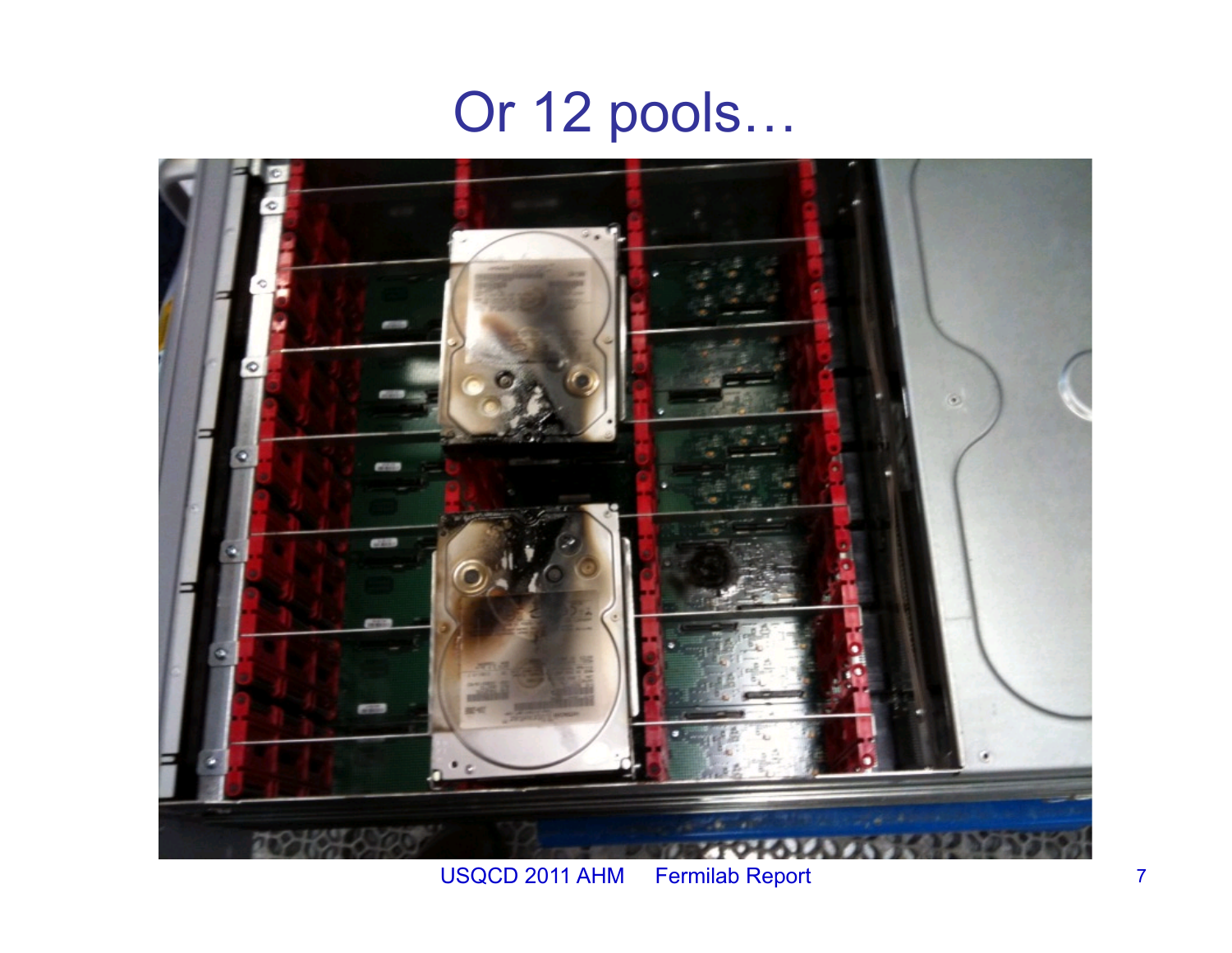# Or 12 pools…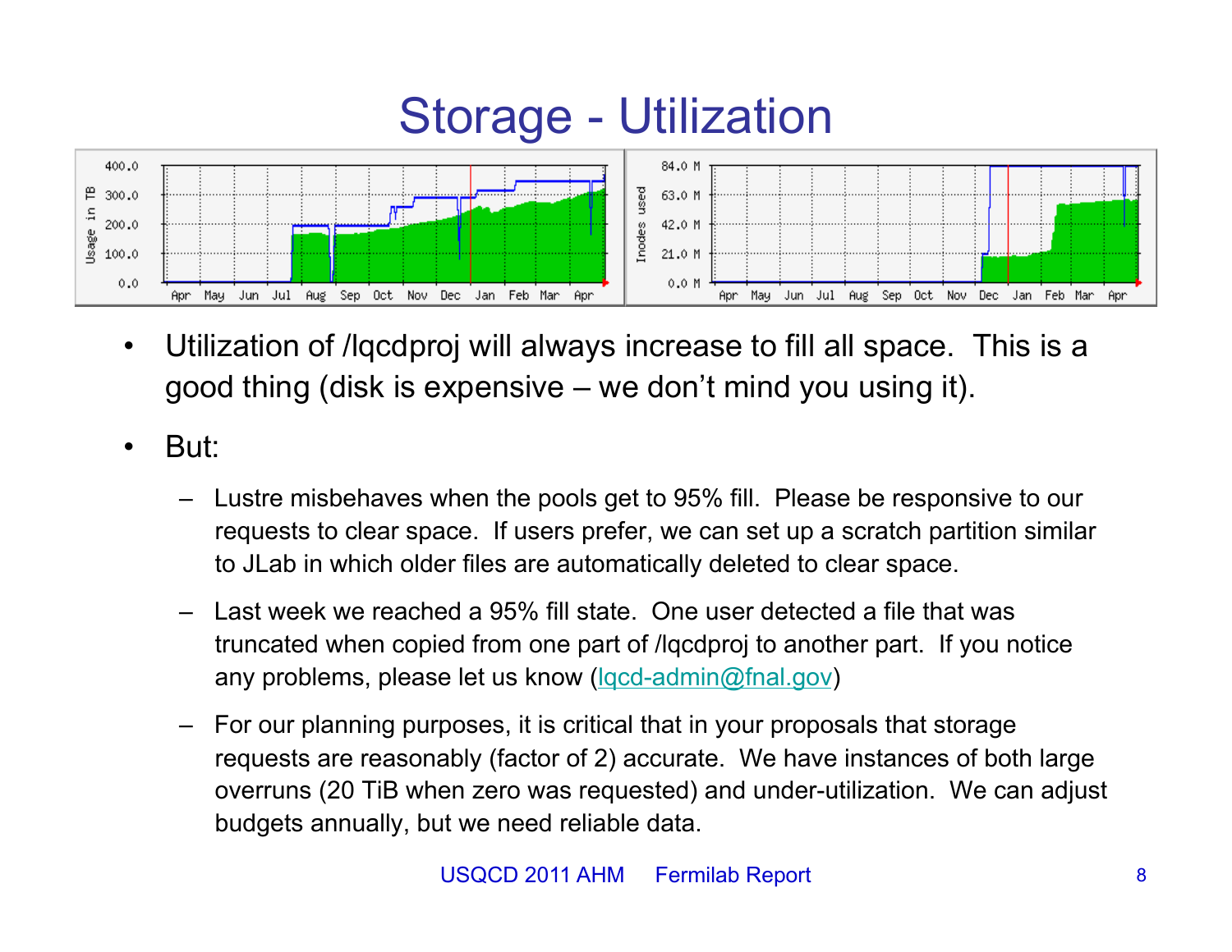# Storage - Utilization

- Utilization of /lqcdproj will always increase to fill all space. This is a good thing (disk is expensive – we don't mind you using it).
- But:
  - Lustre misbehaves when the pools get to 95% fill. Please be responsive to our requests to clear space. If users prefer, we can set up a scratch partition similar to JLab in which older files are automatically deleted to clear space.
  - Last week we reached a 95% fill state. One user detected a file that was truncated when copied from one part of /lqcdproj to another part. If you notice any problems, please let us know (lqcd-admin@fnal.gov)
  - For our planning purposes, it is critical that in your proposals that storage requests are reasonably (factor of 2) accurate. We have instances of both large overruns (20 TiB when zero was requested) and under-utilization. We can adjust budgets annually, but we need reliable data.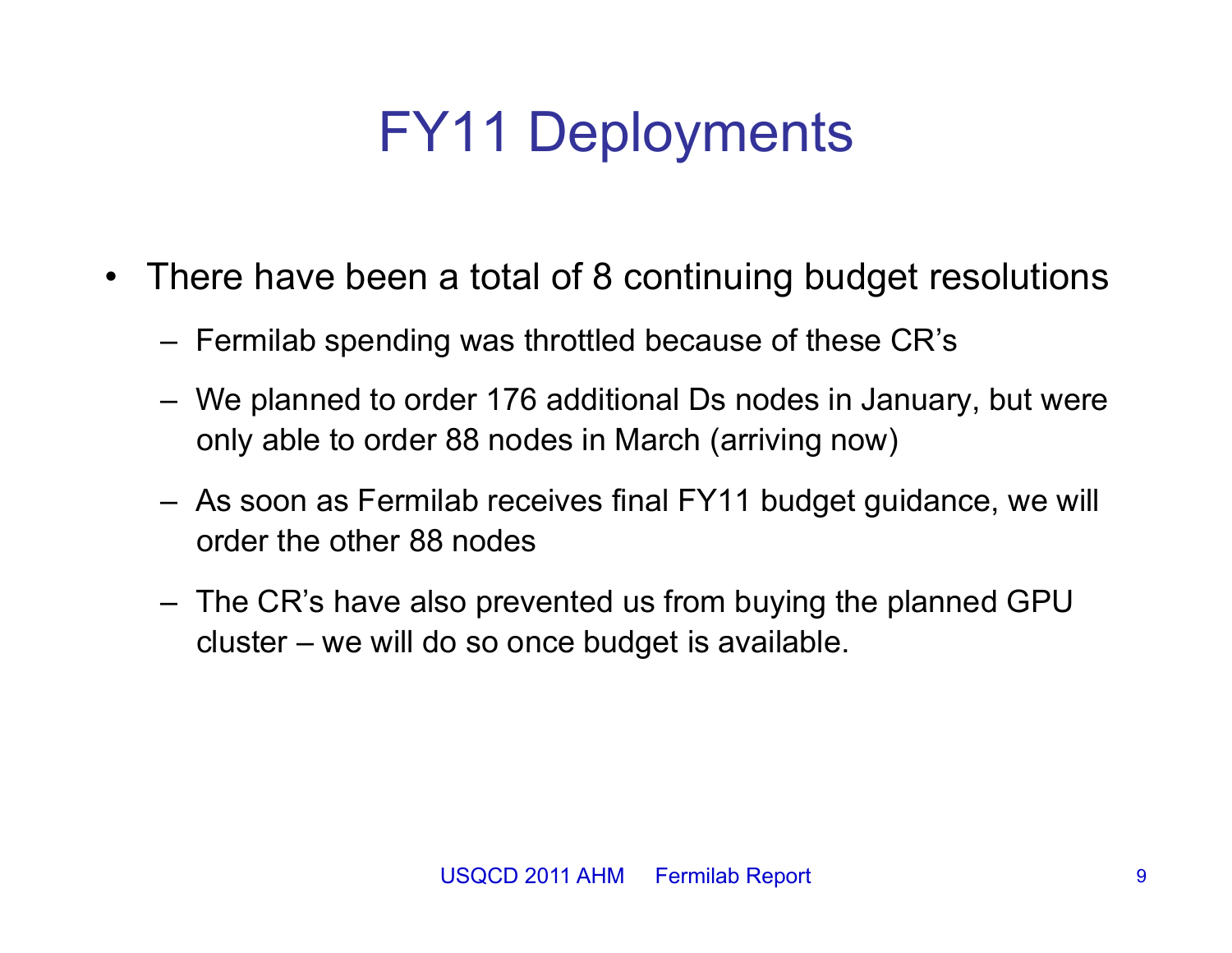# FY11 Deployments

- There have been a total of 8 continuing budget resolutions
  - Fermilab spending was throttled because of these CR's
  - We planned to order 176 additional Ds nodes in January, but were only able to order 88 nodes in March (arriving now)
  - As soon as Fermilab receives final FY11 budget guidance, we will order the other 88 nodes
  - The CR's have also prevented us from buying the planned GPU cluster – we will do so once budget is available.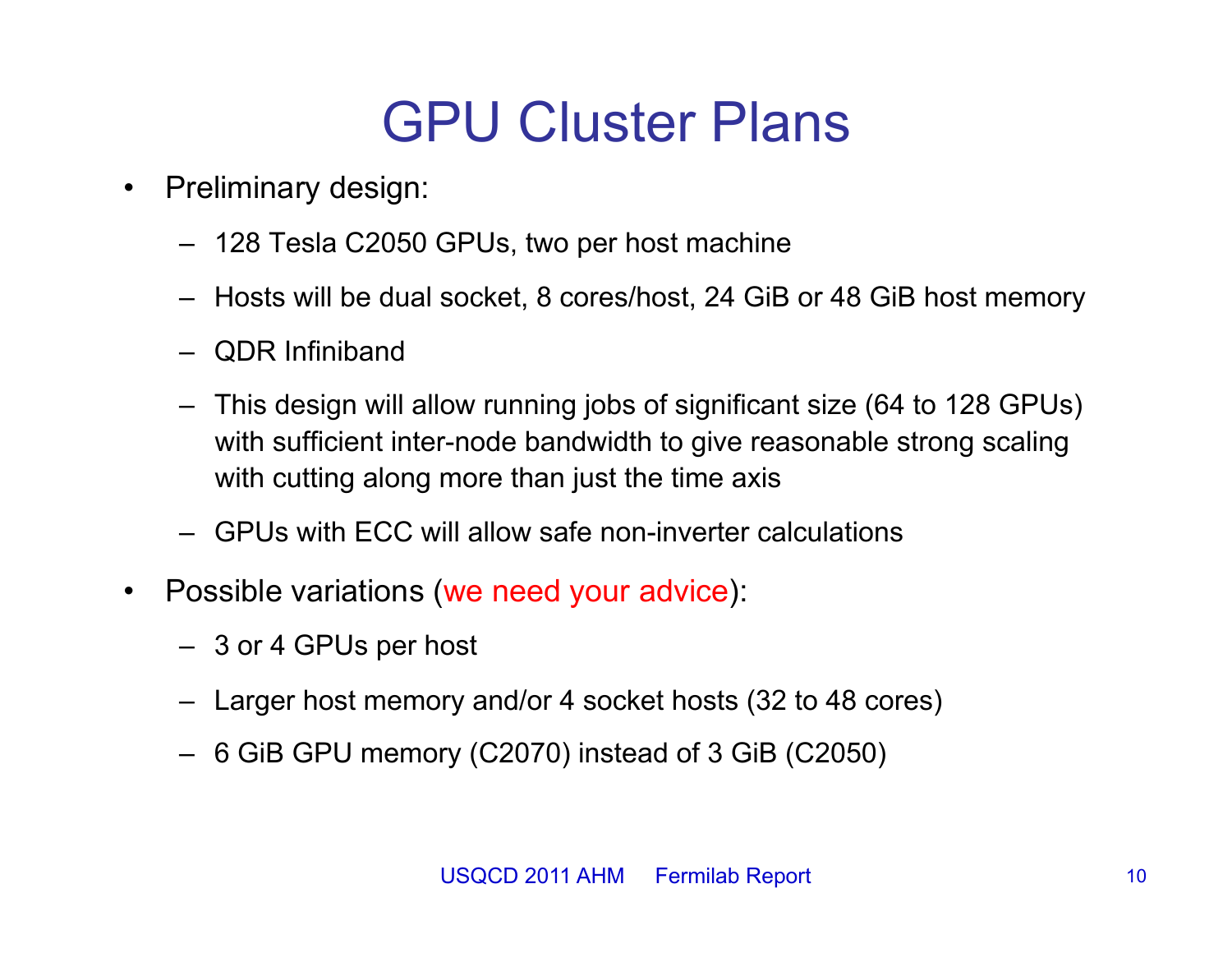# GPU Cluster Plans

- Preliminary design:
  - 128 Tesla C2050 GPUs, two per host machine
  - Hosts will be dual socket, 8 cores/host, 24 GiB or 48 GiB host memory
  - QDR Infiniband
  - This design will allow running jobs of significant size (64 to 128 GPUs) with sufficient inter-node bandwidth to give reasonable strong scaling with cutting along more than just the time axis
  - GPUs with ECC will allow safe non-inverter calculations
- Possible variations (we need your advice):
  - 3 or 4 GPUs per host
  - Larger host memory and/or 4 socket hosts (32 to 48 cores)
  - 6 GiB GPU memory (C2070) instead of 3 GiB (C2050)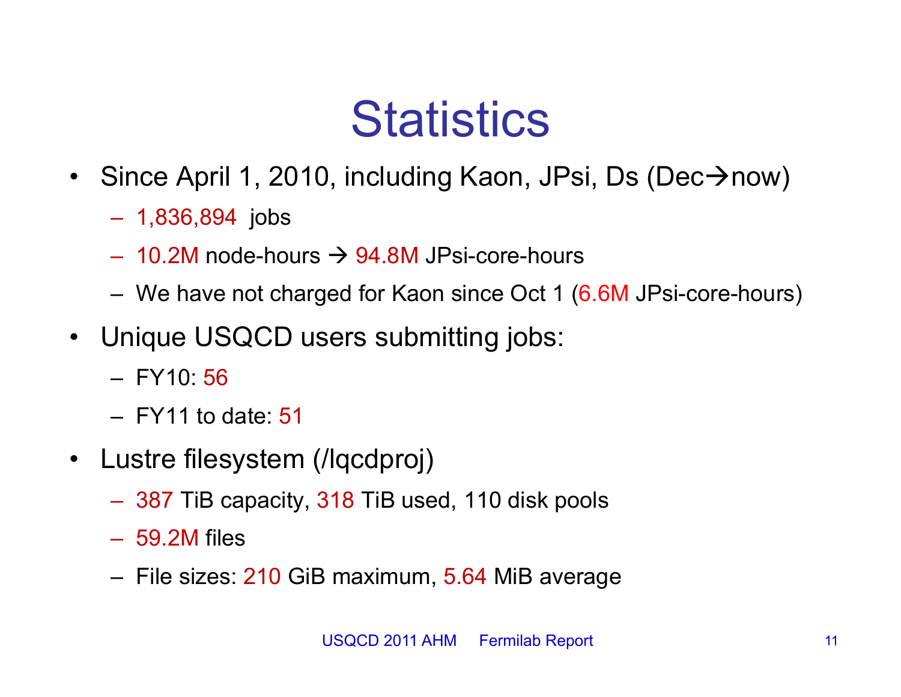# Statistics

- Since April 1, 2010, including Kaon, JPsi, Ds (Dec→now)
  - 1,836,894 jobs
  - 10.2M node-hours → 94.8M JPsi-core-hours
  - We have not charged for Kaon since Oct 1 (6.6M JPsi-core-hours)
- Unique USQCD users submitting jobs:
  - FY10: 56
  - FY11 to date: 51
- Lustre filesystem (/lqcdproj)
  - 387 TiB capacity, 318 TiB used, 110 disk pools
  - 59.2M files
  - File sizes: 210 GiB maximum, 5.64 MiB average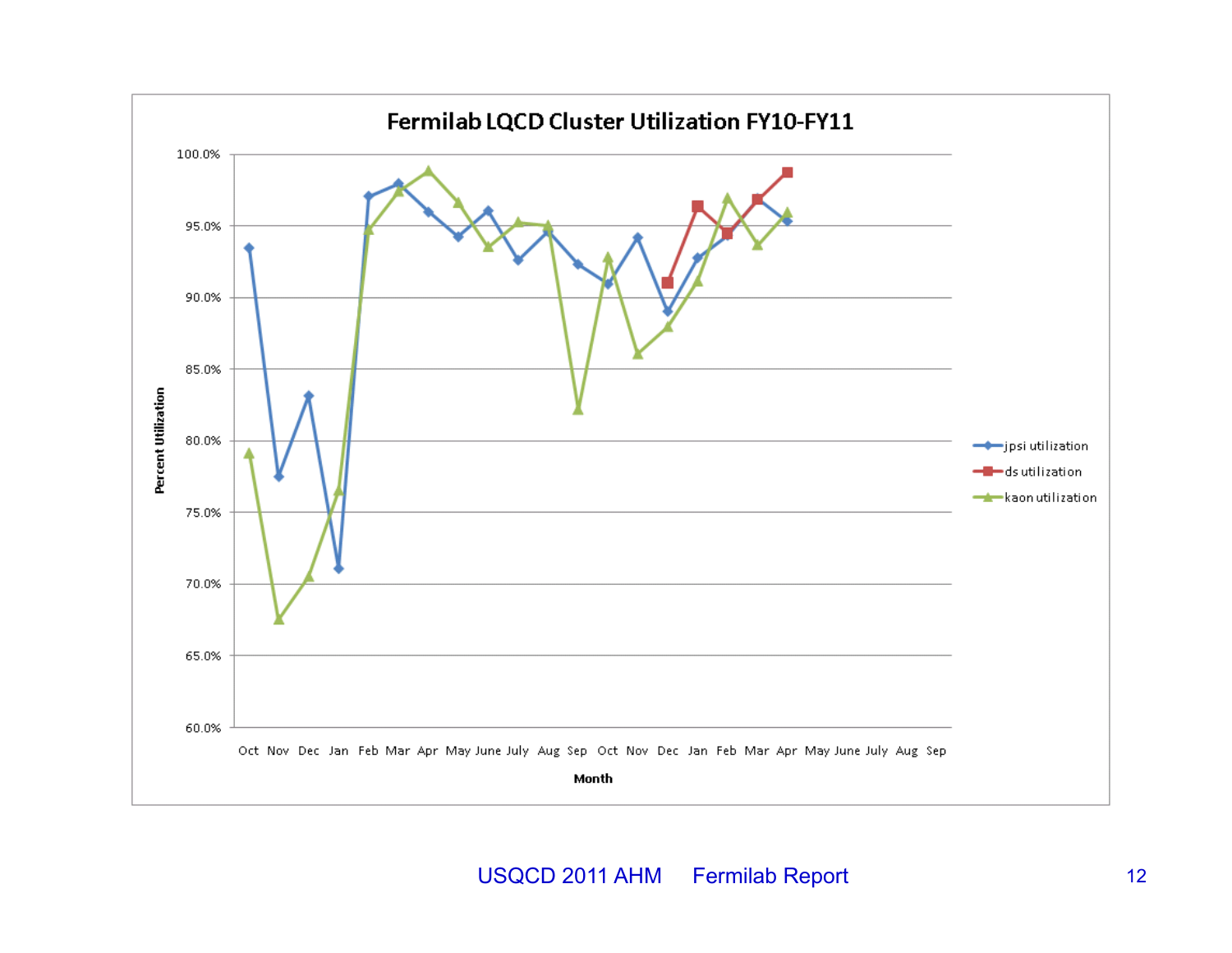# Fermilab LQCD Cluster Utilization FY10-FY11

Percent Utilization

100.0%
95.0%
90.0%
85.0%
80.0%
75.0%
70.0%
65.0%
60.0%

Oct Nov Dec Jan Feb Mar Apr May June July Aug Sep Oct Nov Dec Jan Feb Mar Apr May June July Aug Sep

Month

- jpsi utilization
- ds utilization
- kaon utilization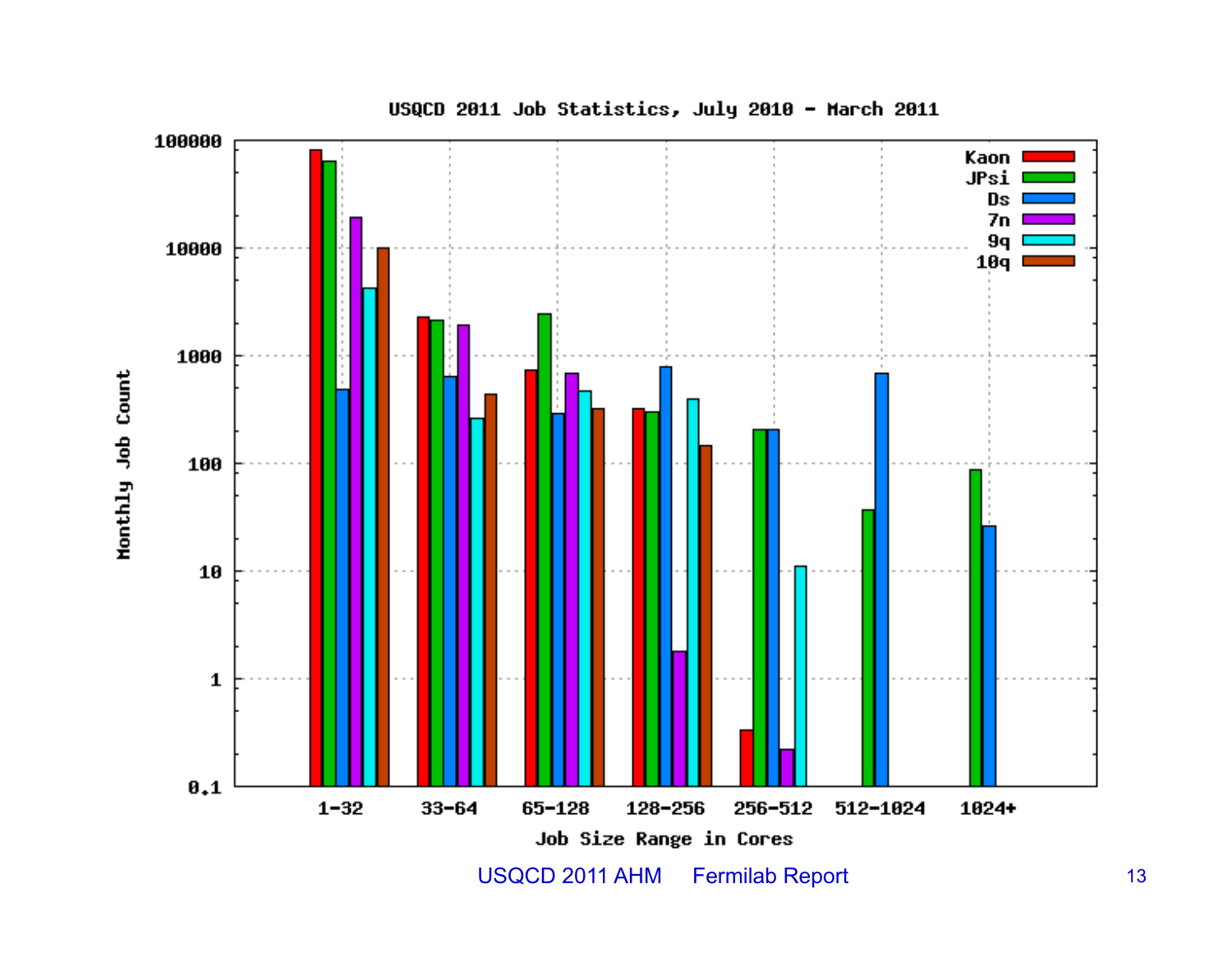## USQCD 2011 Job Statistics, July 2010 - March 2011

Monthly Job Count

Kaon
JPsi
Ds
7n
9q
10q

1-32 | 33-64 | 65-128 | 128-256 | 256-512 | 512-1024 | 1024+

Job Size Range in Cores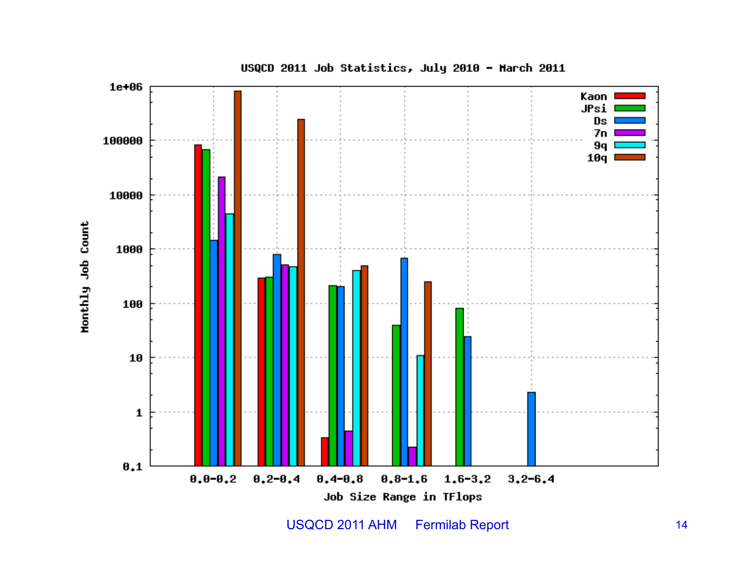USQCD 2011 Job Statistics, July 2010 - March 2011

Monthly Job Count (log scale, 0.1 to 1e+06) by Job Size Range in TFlops. Legend: Kaon, JPsi, Ds, 7n, 9q, 10q.

Job Size Range in TFlops: 0.0-0.2, 0.2-0.4, 0.4-0.8, 0.8-1.6, 1.6-3.2, 3.2-6.4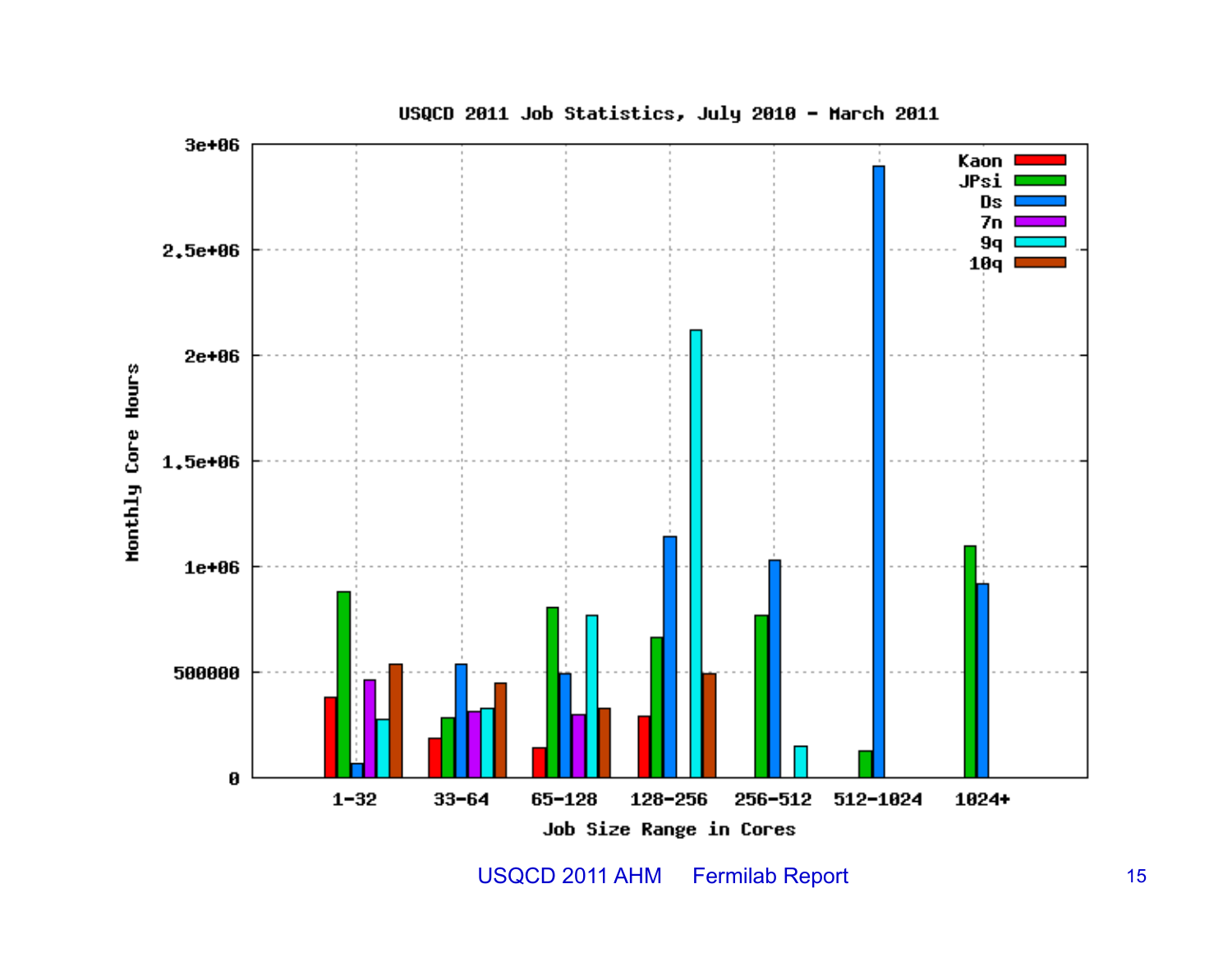USQCD 2011 Job Statistics, July 2010 - March 2011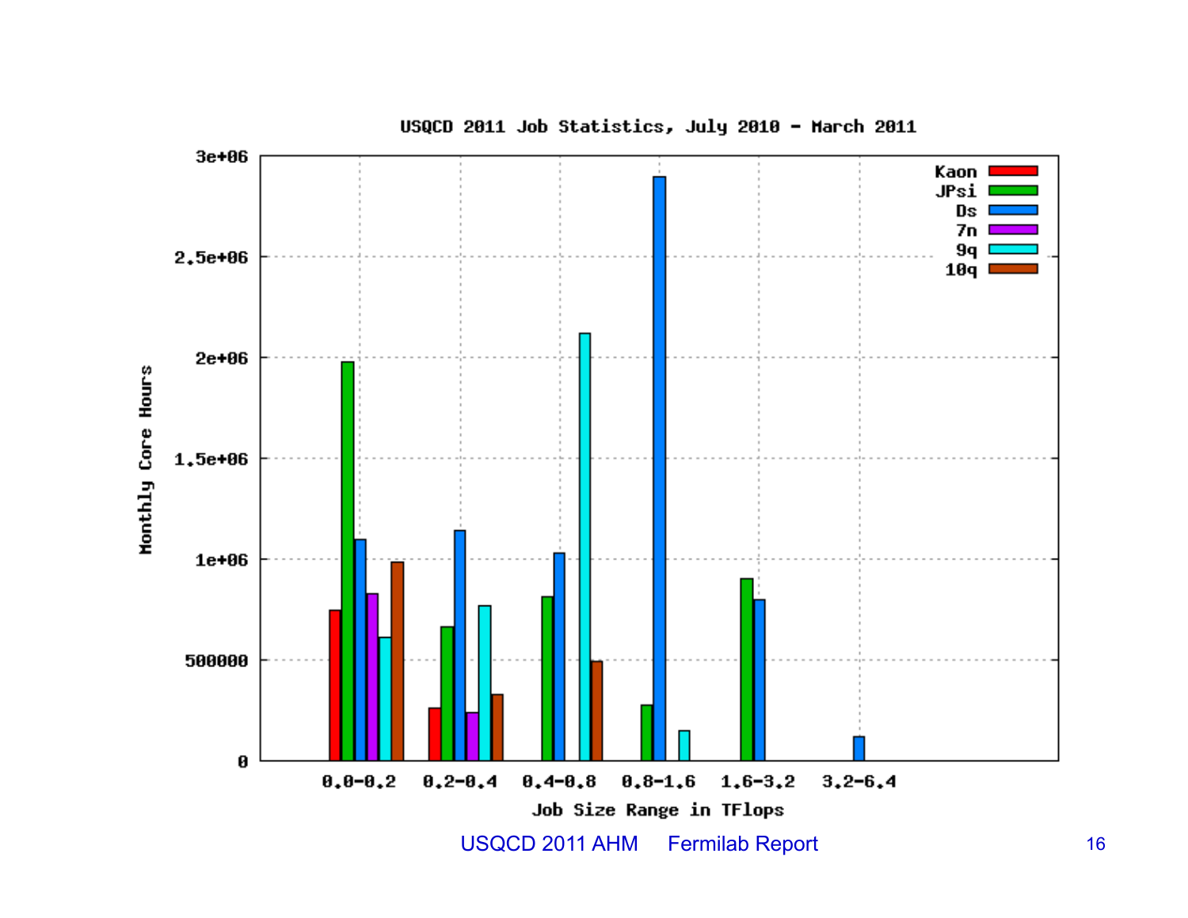## USQCD 2011 Job Statistics, July 2010 - March 2011

Monthly Core Hours vs. Job Size Range in TFlops

Legend: Kaon, JPsi, Ds, 7n, 9q, 10q

Y-axis (Monthly Core Hours): 0, 500000, 1e+06, 1.5e+06, 2e+06, 2.5e+06, 3e+06

X-axis (Job Size Range in TFlops): 0.0-0.2, 0.2-0.4, 0.4-0.8, 0.8-1.6, 1.6-3.2, 3.2-6.4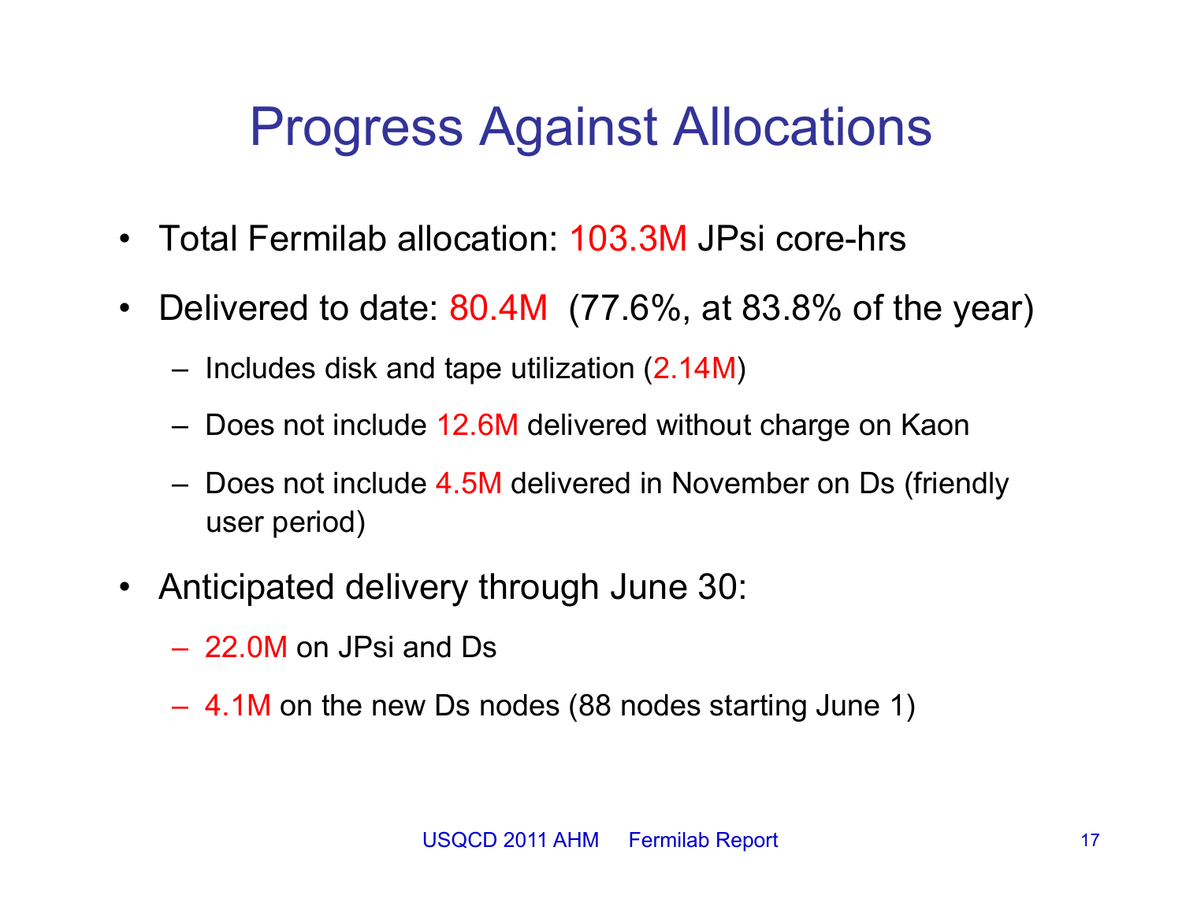# Progress Against Allocations

- Total Fermilab allocation: 103.3M JPsi core-hrs
- Delivered to date: 80.4M (77.6%, at 83.8% of the year)
  - Includes disk and tape utilization (2.14M)
  - Does not include 12.6M delivered without charge on Kaon
  - Does not include 4.5M delivered in November on Ds (friendly user period)
- Anticipated delivery through June 30:
  - 22.0M on JPsi and Ds
  - 4.1M on the new Ds nodes (88 nodes starting June 1)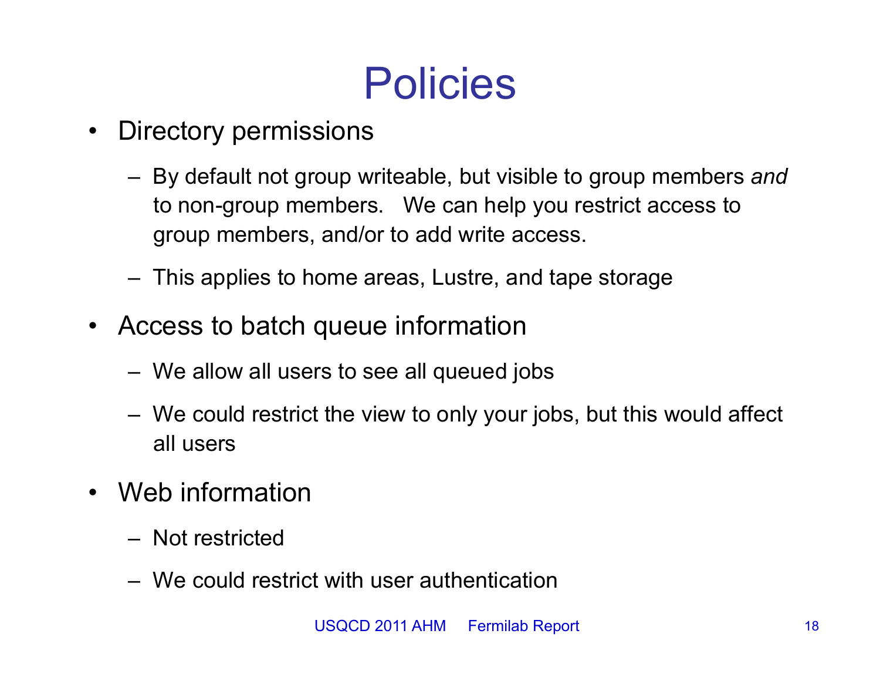# Policies

- Directory permissions
  - By default not group writeable, but visible to group members *and* to non-group members. We can help you restrict access to group members, and/or to add write access.
  - This applies to home areas, Lustre, and tape storage
- Access to batch queue information
  - We allow all users to see all queued jobs
  - We could restrict the view to only your jobs, but this would affect all users
- Web information
  - Not restricted
  - We could restrict with user authentication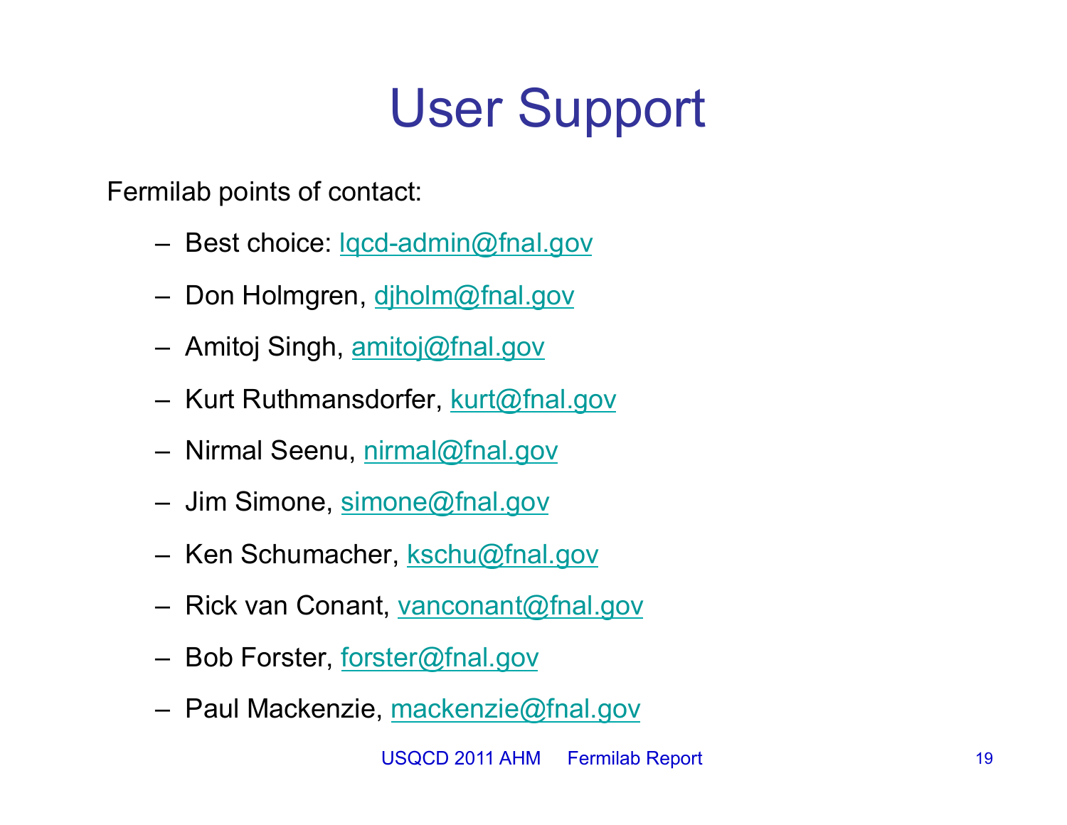# User Support

Fermilab points of contact:

- Best choice: lqcd-admin@fnal.gov
- Don Holmgren, djholm@fnal.gov
- Amitoj Singh, amitoj@fnal.gov
- Kurt Ruthmansdorfer, kurt@fnal.gov
- Nirmal Seenu, nirmal@fnal.gov
- Jim Simone, simone@fnal.gov
- Ken Schumacher, kschu@fnal.gov
- Rick van Conant, vanconant@fnal.gov
- Bob Forster, forster@fnal.gov
- Paul Mackenzie, mackenzie@fnal.gov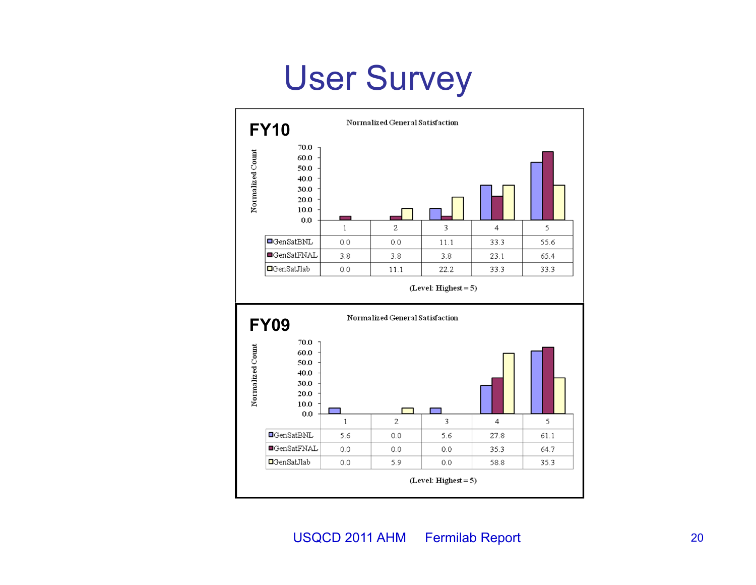# User Survey

## FY10

Normalized General Satisfaction

| | 1 | 2 | 3 | 4 | 5 |
|---|---|---|---|---|---|
| GenSatBNL | 0.0 | 0.0 | 11.1 | 33.3 | 55.6 |
| GenSatFNAL | 3.8 | 3.8 | 3.8 | 23.1 | 65.4 |
| GenSatJlab | 0.0 | 11.1 | 22.2 | 33.3 | 33.3 |

(Level: Highest = 5)

## FY09

Normalized General Satisfaction

| | 1 | 2 | 3 | 4 | 5 |
|---|---|---|---|---|---|
| GenSatBNL | 5.6 | 0.0 | 5.6 | 27.8 | 61.1 |
| GenSatFNAL | 0.0 | 0.0 | 0.0 | 35.3 | 64.7 |
| GenSatJlab | 0.0 | 5.9 | 0.0 | 58.8 | 35.3 |

(Level: Highest = 5)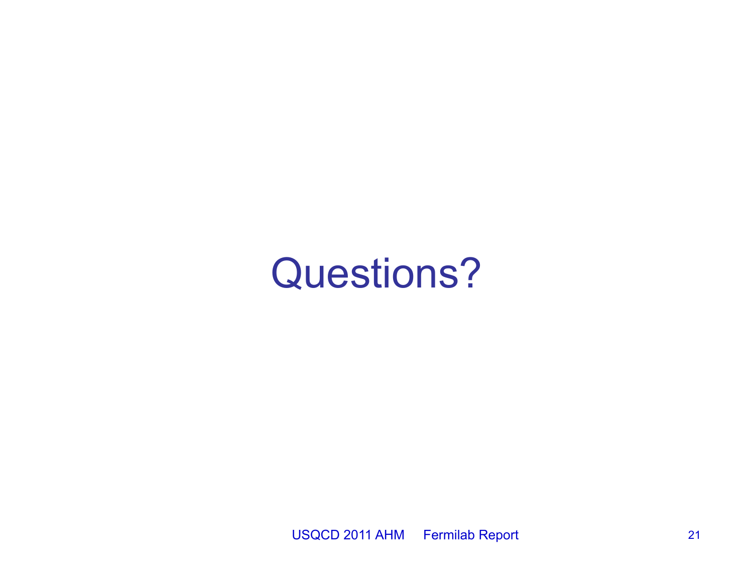# Questions?